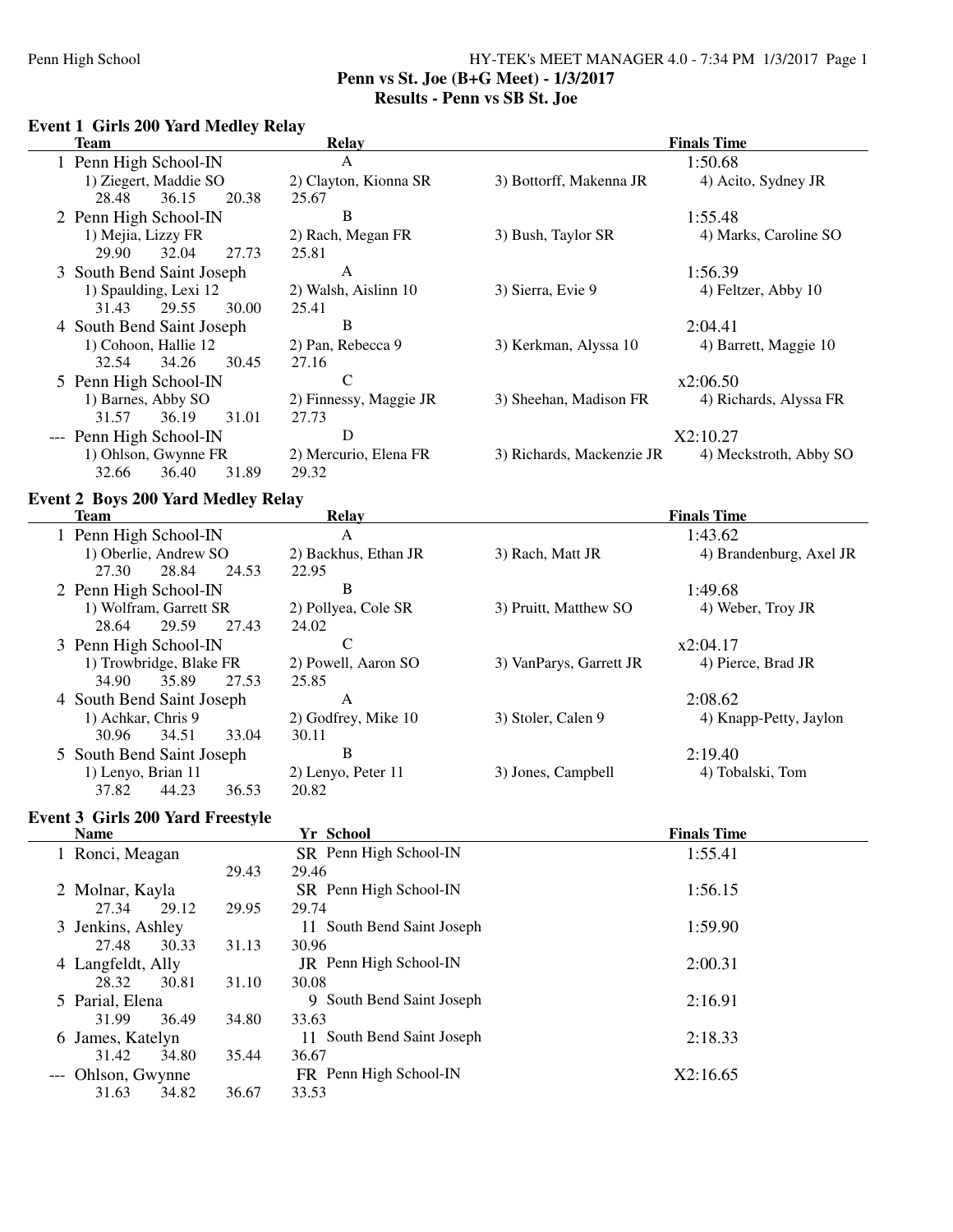# Penn vs St. Joe (B+G Meet) - 1/3/2017

## Results - Penn vs SB St. Joe

### Event 1 Girls 200 Yard Medley Relay

| | Team | Relay | | Finals Time |
|---|---|---|---|---|
| 1 | Penn High School-IN | A | | 1:50.68 |
| | 1) Ziegert, Maddie SO | 2) Clayton, Kionna SR | 3) Bottorff, Makenna JR | 4) Acito, Sydney JR |
| | 28.48 36.15 20.38 | 25.67 | | |
| 2 | Penn High School-IN | B | | 1:55.48 |
| | 1) Mejia, Lizzy FR | 2) Rach, Megan FR | 3) Bush, Taylor SR | 4) Marks, Caroline SO |
| | 29.90 32.04 27.73 | 25.81 | | |
| 3 | South Bend Saint Joseph | A | | 1:56.39 |
| | 1) Spaulding, Lexi 12 | 2) Walsh, Aislinn 10 | 3) Sierra, Evie 9 | 4) Feltzer, Abby 10 |
| | 31.43 29.55 30.00 | 25.41 | | |
| 4 | South Bend Saint Joseph | B | | 2:04.41 |
| | 1) Cohoon, Hallie 12 | 2) Pan, Rebecca 9 | 3) Kerkman, Alyssa 10 | 4) Barrett, Maggie 10 |
| | 32.54 34.26 30.45 | 27.16 | | |
| 5 | Penn High School-IN | C | | x2:06.50 |
| | 1) Barnes, Abby SO | 2) Finnessy, Maggie JR | 3) Sheehan, Madison FR | 4) Richards, Alyssa FR |
| | 31.57 36.19 31.01 | 27.73 | | |
| --- | Penn High School-IN | D | | X2:10.27 |
| | 1) Ohlson, Gwynne FR | 2) Mercurio, Elena FR | 3) Richards, Mackenzie JR | 4) Meckstroth, Abby SO |
| | 32.66 36.40 31.89 | 29.32 | | |

### Event 2 Boys 200 Yard Medley Relay

| | Team | Relay | | Finals Time |
|---|---|---|---|---|
| 1 | Penn High School-IN | A | | 1:43.62 |
| | 1) Oberlie, Andrew SO | 2) Backhus, Ethan JR | 3) Rach, Matt JR | 4) Brandenburg, Axel JR |
| | 27.30 28.84 24.53 | 22.95 | | |
| 2 | Penn High School-IN | B | | 1:49.68 |
| | 1) Wolfram, Garrett SR | 2) Pollyea, Cole SR | 3) Pruitt, Matthew SO | 4) Weber, Troy JR |
| | 28.64 29.59 27.43 | 24.02 | | |
| 3 | Penn High School-IN | C | | x2:04.17 |
| | 1) Trowbridge, Blake FR | 2) Powell, Aaron SO | 3) VanParys, Garrett JR | 4) Pierce, Brad JR |
| | 34.90 35.89 27.53 | 25.85 | | |
| 4 | South Bend Saint Joseph | A | | 2:08.62 |
| | 1) Achkar, Chris 9 | 2) Godfrey, Mike 10 | 3) Stoler, Calen 9 | 4) Knapp-Petty, Jaylon |
| | 30.96 34.51 33.04 | 30.11 | | |
| 5 | South Bend Saint Joseph | B | | 2:19.40 |
| | 1) Lenyo, Brian 11 | 2) Lenyo, Peter 11 | 3) Jones, Campbell | 4) Tobalski, Tom |
| | 37.82 44.23 36.53 | 20.82 | | |

### Event 3 Girls 200 Yard Freestyle

| | Name | Yr | School | Finals Time |
|---|---|---|---|---|
| 1 | Ronci, Meagan | SR | Penn High School-IN | 1:55.41 |
| | 29.43 | 29.46 | | |
| 2 | Molnar, Kayla | SR | Penn High School-IN | 1:56.15 |
| | 27.34 29.12 29.95 | 29.74 | | |
| 3 | Jenkins, Ashley | 11 | South Bend Saint Joseph | 1:59.90 |
| | 27.48 30.33 31.13 | 30.96 | | |
| 4 | Langfeldt, Ally | JR | Penn High School-IN | 2:00.31 |
| | 28.32 30.81 31.10 | 30.08 | | |
| 5 | Parial, Elena | 9 | South Bend Saint Joseph | 2:16.91 |
| | 31.99 36.49 34.80 | 33.63 | | |
| 6 | James, Katelyn | 11 | South Bend Saint Joseph | 2:18.33 |
| | 31.42 34.80 35.44 | 36.67 | | |
| --- | Ohlson, Gwynne | FR | Penn High School-IN | X2:16.65 |
| | 31.63 34.82 36.67 | 33.53 | | |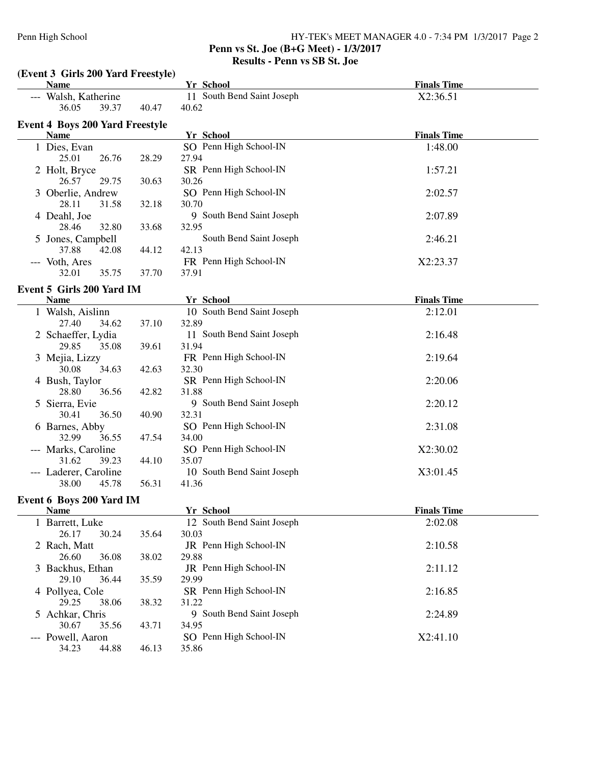## Penn vs St. Joe (B+G Meet) - 1/3/2017

## Results - Penn vs SB St. Joe

### (Event 3 Girls 200 Yard Freestyle)

| Name | Yr | School | Finals Time |
|---|---|---|---|
| --- Walsh, Katherine | 11 | South Bend Saint Joseph | X2:36.51 |
| 36.05 39.37 40.47 40.62 | | | |

### Event 4 Boys 200 Yard Freestyle

| Name | Yr | School | Finals Time |
|---|---|---|---|
| 1 Dies, Evan | SO | Penn High School-IN | 1:48.00 |
| 25.01 26.76 28.29 27.94 | | | |
| 2 Holt, Bryce | SR | Penn High School-IN | 1:57.21 |
| 26.57 29.75 30.63 30.26 | | | |
| 3 Oberlie, Andrew | SO | Penn High School-IN | 2:02.57 |
| 28.11 31.58 32.18 30.70 | | | |
| 4 Deahl, Joe | 9 | South Bend Saint Joseph | 2:07.89 |
| 28.46 32.80 33.68 32.95 | | | |
| 5 Jones, Campbell | | South Bend Saint Joseph | 2:46.21 |
| 37.88 42.08 44.12 42.13 | | | |
| --- Voth, Ares | FR | Penn High School-IN | X2:23.37 |
| 32.01 35.75 37.70 37.91 | | | |

### Event 5 Girls 200 Yard IM

| Name | Yr | School | Finals Time |
|---|---|---|---|
| 1 Walsh, Aislinn | 10 | South Bend Saint Joseph | 2:12.01 |
| 27.40 34.62 37.10 32.89 | | | |
| 2 Schaeffer, Lydia | 11 | South Bend Saint Joseph | 2:16.48 |
| 29.85 35.08 39.61 31.94 | | | |
| 3 Mejia, Lizzy | FR | Penn High School-IN | 2:19.64 |
| 30.08 34.63 42.63 32.30 | | | |
| 4 Bush, Taylor | SR | Penn High School-IN | 2:20.06 |
| 28.80 36.56 42.82 31.88 | | | |
| 5 Sierra, Evie | 9 | South Bend Saint Joseph | 2:20.12 |
| 30.41 36.50 40.90 32.31 | | | |
| 6 Barnes, Abby | SO | Penn High School-IN | 2:31.08 |
| 32.99 36.55 47.54 34.00 | | | |
| --- Marks, Caroline | SO | Penn High School-IN | X2:30.02 |
| 31.62 39.23 44.10 35.07 | | | |
| --- Laderer, Caroline | 10 | South Bend Saint Joseph | X3:01.45 |
| 38.00 45.78 56.31 41.36 | | | |

### Event 6 Boys 200 Yard IM

| Name | Yr | School | Finals Time |
|---|---|---|---|
| 1 Barrett, Luke | 12 | South Bend Saint Joseph | 2:02.08 |
| 26.17 30.24 35.64 30.03 | | | |
| 2 Rach, Matt | JR | Penn High School-IN | 2:10.58 |
| 26.60 36.08 38.02 29.88 | | | |
| 3 Backhus, Ethan | JR | Penn High School-IN | 2:11.12 |
| 29.10 36.44 35.59 29.99 | | | |
| 4 Pollyea, Cole | SR | Penn High School-IN | 2:16.85 |
| 29.25 38.06 38.32 31.22 | | | |
| 5 Achkar, Chris | 9 | South Bend Saint Joseph | 2:24.89 |
| 30.67 35.56 43.71 34.95 | | | |
| --- Powell, Aaron | SO | Penn High School-IN | X2:41.10 |
| 34.23 44.88 46.13 35.86 | | | |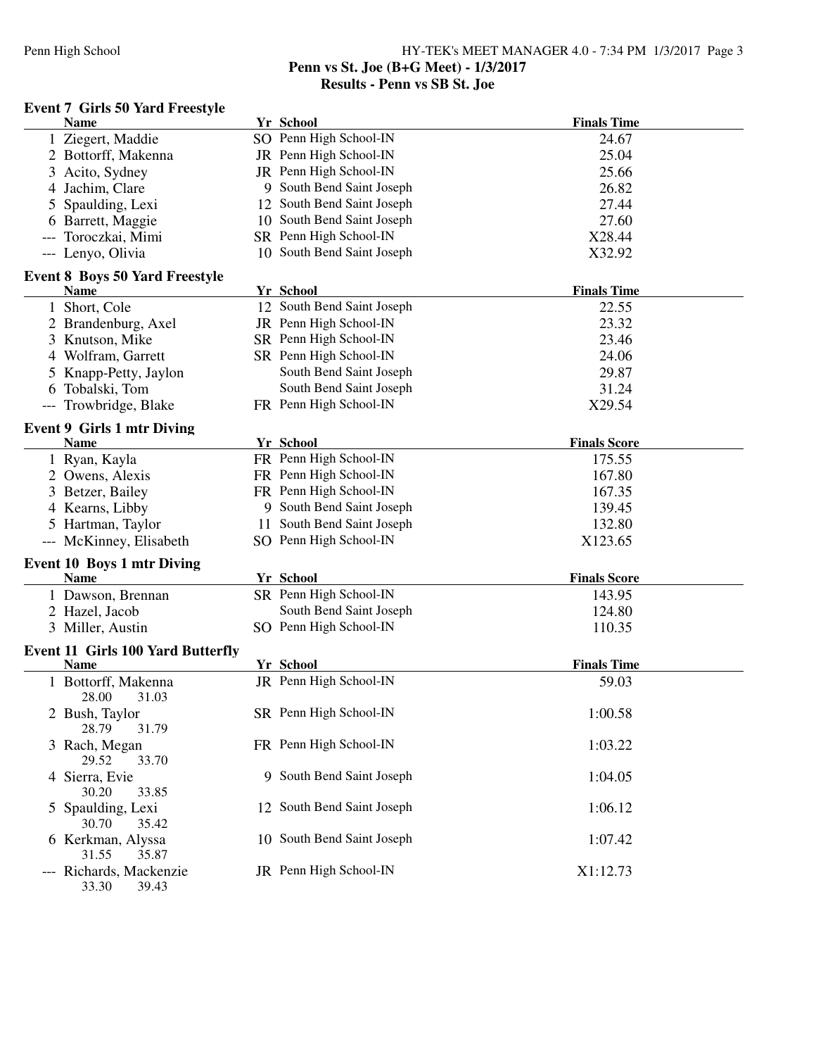## Penn vs St. Joe (B+G Meet) - 1/3/2017
## Results - Penn vs SB St. Joe

### Event 7 Girls 50 Yard Freestyle

| | Name | Yr | School | Finals Time |
|---|---|---|---|---|
| 1 | Ziegert, Maddie | SO | Penn High School-IN | 24.67 |
| 2 | Bottorff, Makenna | JR | Penn High School-IN | 25.04 |
| 3 | Acito, Sydney | JR | Penn High School-IN | 25.66 |
| 4 | Jachim, Clare | 9 | South Bend Saint Joseph | 26.82 |
| 5 | Spaulding, Lexi | 12 | South Bend Saint Joseph | 27.44 |
| 6 | Barrett, Maggie | 10 | South Bend Saint Joseph | 27.60 |
| --- | Toroczkai, Mimi | SR | Penn High School-IN | X28.44 |
| --- | Lenyo, Olivia | 10 | South Bend Saint Joseph | X32.92 |

### Event 8 Boys 50 Yard Freestyle

| | Name | Yr | School | Finals Time |
|---|---|---|---|---|
| 1 | Short, Cole | 12 | South Bend Saint Joseph | 22.55 |
| 2 | Brandenburg, Axel | JR | Penn High School-IN | 23.32 |
| 3 | Knutson, Mike | SR | Penn High School-IN | 23.46 |
| 4 | Wolfram, Garrett | SR | Penn High School-IN | 24.06 |
| 5 | Knapp-Petty, Jaylon | | South Bend Saint Joseph | 29.87 |
| 6 | Tobalski, Tom | | South Bend Saint Joseph | 31.24 |
| --- | Trowbridge, Blake | FR | Penn High School-IN | X29.54 |

### Event 9 Girls 1 mtr Diving

| | Name | Yr | School | Finals Score |
|---|---|---|---|---|
| 1 | Ryan, Kayla | FR | Penn High School-IN | 175.55 |
| 2 | Owens, Alexis | FR | Penn High School-IN | 167.80 |
| 3 | Betzer, Bailey | FR | Penn High School-IN | 167.35 |
| 4 | Kearns, Libby | 9 | South Bend Saint Joseph | 139.45 |
| 5 | Hartman, Taylor | 11 | South Bend Saint Joseph | 132.80 |
| --- | McKinney, Elisabeth | SO | Penn High School-IN | X123.65 |

### Event 10 Boys 1 mtr Diving

| | Name | Yr | School | Finals Score |
|---|---|---|---|---|
| 1 | Dawson, Brennan | SR | Penn High School-IN | 143.95 |
| 2 | Hazel, Jacob | | South Bend Saint Joseph | 124.80 |
| 3 | Miller, Austin | SO | Penn High School-IN | 110.35 |

### Event 11 Girls 100 Yard Butterfly

| | Name | Yr | School | Finals Time |
|---|---|---|---|---|
| 1 | Bottorff, Makenna | JR | Penn High School-IN | 59.03 |
| | 28.00 31.03 | | | |
| 2 | Bush, Taylor | SR | Penn High School-IN | 1:00.58 |
| | 28.79 31.79 | | | |
| 3 | Rach, Megan | FR | Penn High School-IN | 1:03.22 |
| | 29.52 33.70 | | | |
| 4 | Sierra, Evie | 9 | South Bend Saint Joseph | 1:04.05 |
| | 30.20 33.85 | | | |
| 5 | Spaulding, Lexi | 12 | South Bend Saint Joseph | 1:06.12 |
| | 30.70 35.42 | | | |
| 6 | Kerkman, Alyssa | 10 | South Bend Saint Joseph | 1:07.42 |
| | 31.55 35.87 | | | |
| --- | Richards, Mackenzie | JR | Penn High School-IN | X1:12.73 |
| | 33.30 39.43 | | | |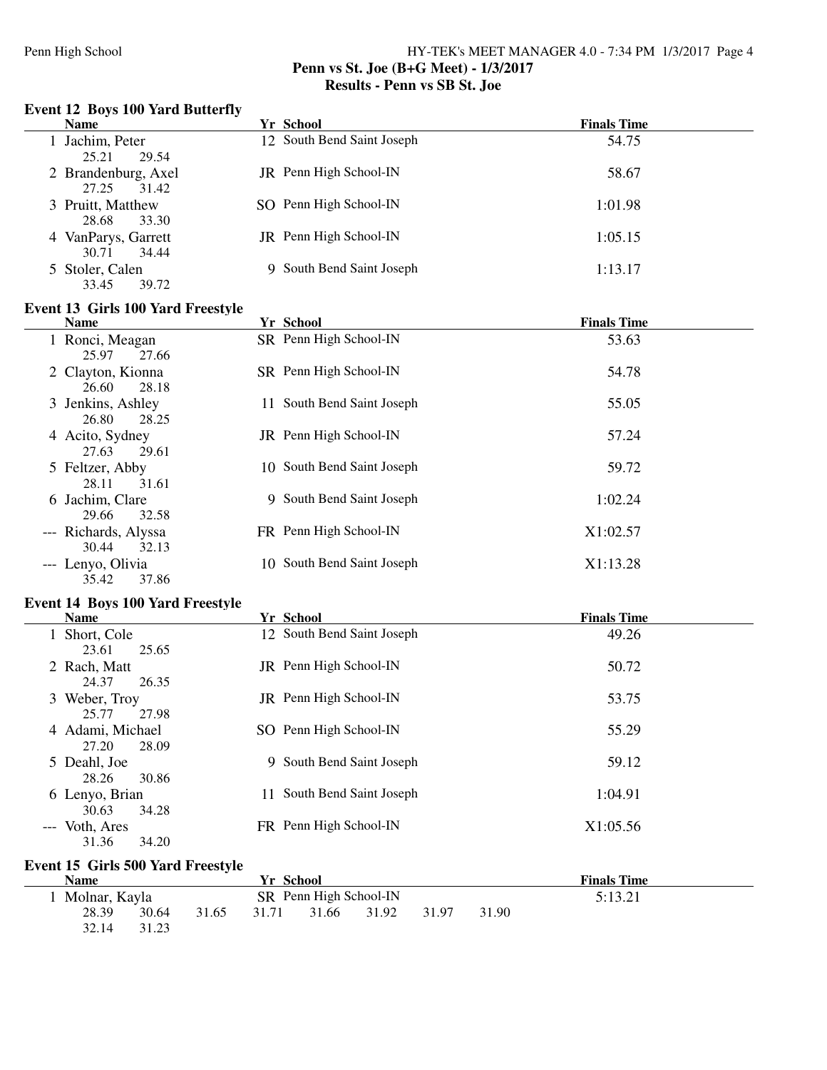## Penn vs St. Joe (B+G Meet) - 1/3/2017

## Results - Penn vs SB St. Joe

### Event 12 Boys 100 Yard Butterfly

| | Name | Yr | School | Finals Time |
|---|---|---|---|---|
| 1 | Jachim, Peter | 12 | South Bend Saint Joseph | 54.75 |
| | 25.21 29.54 | | | |
| 2 | Brandenburg, Axel | JR | Penn High School-IN | 58.67 |
| | 27.25 31.42 | | | |
| 3 | Pruitt, Matthew | SO | Penn High School-IN | 1:01.98 |
| | 28.68 33.30 | | | |
| 4 | VanParys, Garrett | JR | Penn High School-IN | 1:05.15 |
| | 30.71 34.44 | | | |
| 5 | Stoler, Calen | 9 | South Bend Saint Joseph | 1:13.17 |
| | 33.45 39.72 | | | |

### Event 13 Girls 100 Yard Freestyle

| | Name | Yr | School | Finals Time |
|---|---|---|---|---|
| 1 | Ronci, Meagan | SR | Penn High School-IN | 53.63 |
| | 25.97 27.66 | | | |
| 2 | Clayton, Kionna | SR | Penn High School-IN | 54.78 |
| | 26.60 28.18 | | | |
| 3 | Jenkins, Ashley | 11 | South Bend Saint Joseph | 55.05 |
| | 26.80 28.25 | | | |
| 4 | Acito, Sydney | JR | Penn High School-IN | 57.24 |
| | 27.63 29.61 | | | |
| 5 | Feltzer, Abby | 10 | South Bend Saint Joseph | 59.72 |
| | 28.11 31.61 | | | |
| 6 | Jachim, Clare | 9 | South Bend Saint Joseph | 1:02.24 |
| | 29.66 32.58 | | | |
| --- | Richards, Alyssa | FR | Penn High School-IN | X1:02.57 |
| | 30.44 32.13 | | | |
| --- | Lenyo, Olivia | 10 | South Bend Saint Joseph | X1:13.28 |
| | 35.42 37.86 | | | |

### Event 14 Boys 100 Yard Freestyle

| | Name | Yr | School | Finals Time |
|---|---|---|---|---|
| 1 | Short, Cole | 12 | South Bend Saint Joseph | 49.26 |
| | 23.61 25.65 | | | |
| 2 | Rach, Matt | JR | Penn High School-IN | 50.72 |
| | 24.37 26.35 | | | |
| 3 | Weber, Troy | JR | Penn High School-IN | 53.75 |
| | 25.77 27.98 | | | |
| 4 | Adami, Michael | SO | Penn High School-IN | 55.29 |
| | 27.20 28.09 | | | |
| 5 | Deahl, Joe | 9 | South Bend Saint Joseph | 59.12 |
| | 28.26 30.86 | | | |
| 6 | Lenyo, Brian | 11 | South Bend Saint Joseph | 1:04.91 |
| | 30.63 34.28 | | | |
| --- | Voth, Ares | FR | Penn High School-IN | X1:05.56 |
| | 31.36 34.20 | | | |

### Event 15 Girls 500 Yard Freestyle

| | Name | Yr | School | Finals Time |
|---|---|---|---|---|
| 1 | Molnar, Kayla | SR | Penn High School-IN | 5:13.21 |
| | 28.39 30.64 31.65 31.71 31.66 31.92 31.97 31.90 | | | |
| | 32.14 31.23 | | | |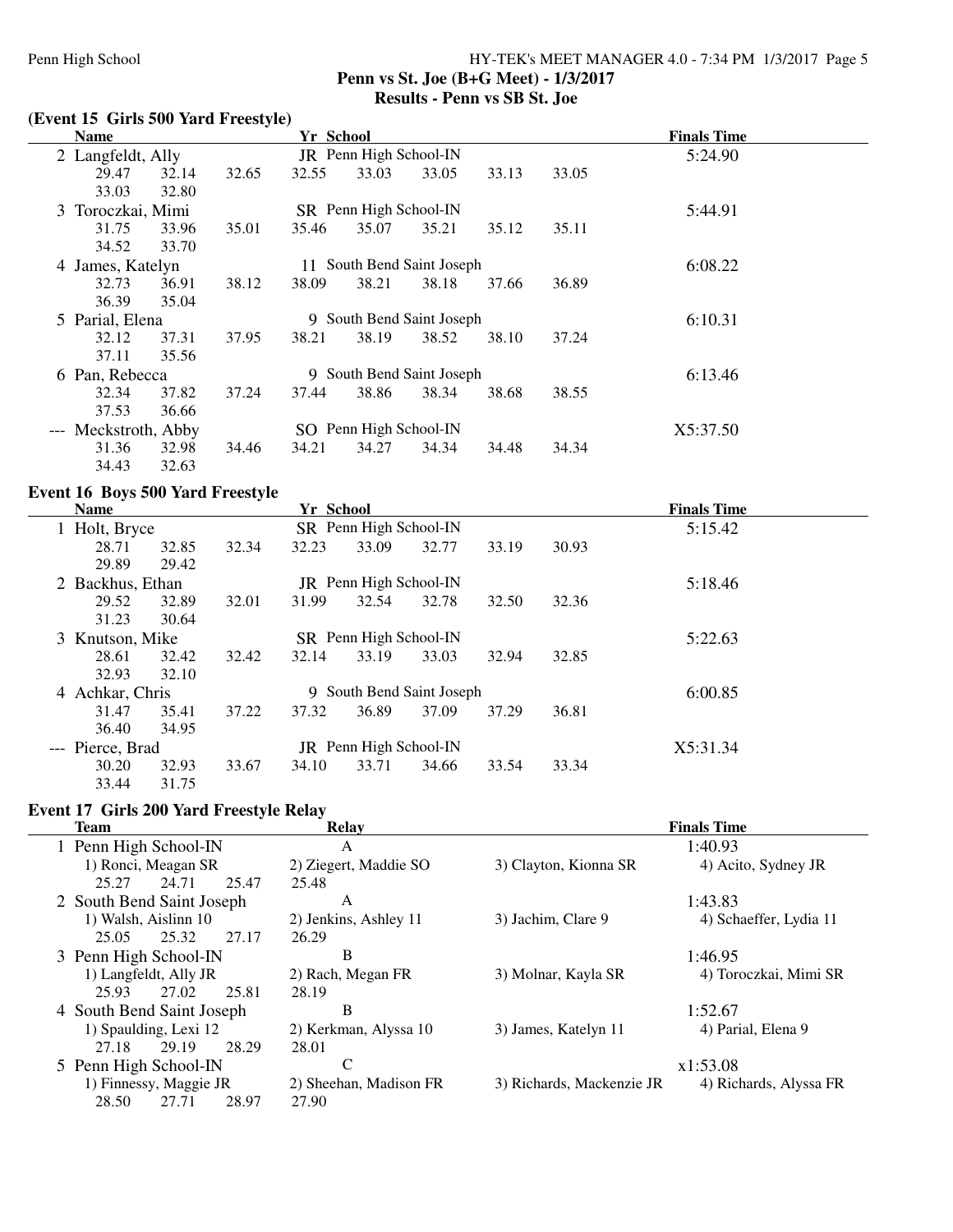## Penn vs St. Joe (B+G Meet) - 1/3/2017

## Results - Penn vs SB St. Joe

### (Event 15 Girls 500 Yard Freestyle)

| Name | Yr | School | Finals Time |
|---|---|---|---|
| 2 Langfeldt, Ally | JR | Penn High School-IN | 5:24.90 |
| 29.47 32.14 32.65 32.55 33.03 33.05 33.13 33.05 33.03 32.80 | | | |
| 3 Toroczkai, Mimi | SR | Penn High School-IN | 5:44.91 |
| 31.75 33.96 35.01 35.46 35.07 35.21 35.12 35.11 34.52 33.70 | | | |
| 4 James, Katelyn | 11 | South Bend Saint Joseph | 6:08.22 |
| 32.73 36.91 38.12 38.09 38.21 38.18 37.66 36.89 36.39 35.04 | | | |
| 5 Parial, Elena | 9 | South Bend Saint Joseph | 6:10.31 |
| 32.12 37.31 37.95 38.21 38.19 38.52 38.10 37.24 37.11 35.56 | | | |
| 6 Pan, Rebecca | 9 | South Bend Saint Joseph | 6:13.46 |
| 32.34 37.82 37.24 37.44 38.86 38.34 38.68 38.55 37.53 36.66 | | | |
| --- Meckstroth, Abby | SO | Penn High School-IN | X5:37.50 |
| 31.36 32.98 34.46 34.21 34.27 34.34 34.48 34.34 34.43 32.63 | | | |

### Event 16 Boys 500 Yard Freestyle

| Name | Yr | School | Finals Time |
|---|---|---|---|
| 1 Holt, Bryce | SR | Penn High School-IN | 5:15.42 |
| 28.71 32.85 32.34 32.23 33.09 32.77 33.19 30.93 29.89 29.42 | | | |
| 2 Backhus, Ethan | JR | Penn High School-IN | 5:18.46 |
| 29.52 32.89 32.01 31.99 32.54 32.78 32.50 32.36 31.23 30.64 | | | |
| 3 Knutson, Mike | SR | Penn High School-IN | 5:22.63 |
| 28.61 32.42 32.42 32.14 33.19 33.03 32.94 32.85 32.93 32.10 | | | |
| 4 Achkar, Chris | 9 | South Bend Saint Joseph | 6:00.85 |
| 31.47 35.41 37.22 37.32 36.89 37.09 37.29 36.81 36.40 34.95 | | | |
| --- Pierce, Brad | JR | Penn High School-IN | X5:31.34 |
| 30.20 32.93 33.67 34.10 33.71 34.66 33.54 33.34 33.44 31.75 | | | |

### Event 17 Girls 200 Yard Freestyle Relay

| Team | Relay | | Finals Time |
|---|---|---|---|
| 1 Penn High School-IN | A | | 1:40.93 |
| 1) Ronci, Meagan SR | 2) Ziegert, Maddie SO | 3) Clayton, Kionna SR | 4) Acito, Sydney JR |
| 25.27 24.71 25.47 25.48 | | | |
| 2 South Bend Saint Joseph | A | | 1:43.83 |
| 1) Walsh, Aislinn 10 | 2) Jenkins, Ashley 11 | 3) Jachim, Clare 9 | 4) Schaeffer, Lydia 11 |
| 25.05 25.32 27.17 26.29 | | | |
| 3 Penn High School-IN | B | | 1:46.95 |
| 1) Langfeldt, Ally JR | 2) Rach, Megan FR | 3) Molnar, Kayla SR | 4) Toroczkai, Mimi SR |
| 25.93 27.02 25.81 28.19 | | | |
| 4 South Bend Saint Joseph | B | | 1:52.67 |
| 1) Spaulding, Lexi 12 | 2) Kerkman, Alyssa 10 | 3) James, Katelyn 11 | 4) Parial, Elena 9 |
| 27.18 29.19 28.29 28.01 | | | |
| 5 Penn High School-IN | C | | x1:53.08 |
| 1) Finnessy, Maggie JR | 2) Sheehan, Madison FR | 3) Richards, Mackenzie JR | 4) Richards, Alyssa FR |
| 28.50 27.71 28.97 27.90 | | | |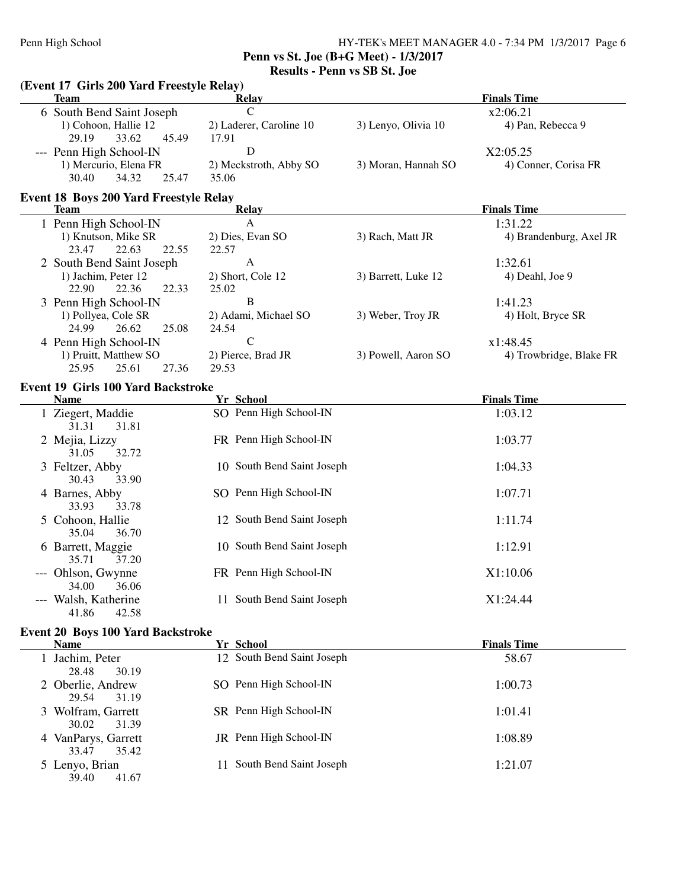## Penn vs St. Joe (B+G Meet) - 1/3/2017

### Results - Penn vs SB St. Joe

### (Event 17 Girls 200 Yard Freestyle Relay)

| | Team | Relay | | Finals Time |
|---|---|---|---|---|
| 6 | South Bend Saint Joseph | C | | x2:06.21 |
| | 1) Cohoon, Hallie 12 | 2) Laderer, Caroline 10 | 3) Lenyo, Olivia 10 | 4) Pan, Rebecca 9 |
| | 29.19 33.62 45.49 17.91 | | | |
| --- | Penn High School-IN | D | | X2:05.25 |
| | 1) Mercurio, Elena FR | 2) Meckstroth, Abby SO | 3) Moran, Hannah SO | 4) Conner, Corisa FR |
| | 30.40 34.32 25.47 35.06 | | | |

### Event 18 Boys 200 Yard Freestyle Relay

| | Team | Relay | | Finals Time |
|---|---|---|---|---|
| 1 | Penn High School-IN | A | | 1:31.22 |
| | 1) Knutson, Mike SR | 2) Dies, Evan SO | 3) Rach, Matt JR | 4) Brandenburg, Axel JR |
| | 23.47 22.63 22.55 22.57 | | | |
| 2 | South Bend Saint Joseph | A | | 1:32.61 |
| | 1) Jachim, Peter 12 | 2) Short, Cole 12 | 3) Barrett, Luke 12 | 4) Deahl, Joe 9 |
| | 22.90 22.36 22.33 25.02 | | | |
| 3 | Penn High School-IN | B | | 1:41.23 |
| | 1) Pollyea, Cole SR | 2) Adami, Michael SO | 3) Weber, Troy JR | 4) Holt, Bryce SR |
| | 24.99 26.62 25.08 24.54 | | | |
| 4 | Penn High School-IN | C | | x1:48.45 |
| | 1) Pruitt, Matthew SO | 2) Pierce, Brad JR | 3) Powell, Aaron SO | 4) Trowbridge, Blake FR |
| | 25.95 25.61 27.36 29.53 | | | |

### Event 19 Girls 100 Yard Backstroke

| | Name | Yr | School | Finals Time |
|---|---|---|---|---|
| 1 | Ziegert, Maddie | SO | Penn High School-IN | 1:03.12 |
| | 31.31 31.81 | | | |
| 2 | Mejia, Lizzy | FR | Penn High School-IN | 1:03.77 |
| | 31.05 32.72 | | | |
| 3 | Feltzer, Abby | 10 | South Bend Saint Joseph | 1:04.33 |
| | 30.43 33.90 | | | |
| 4 | Barnes, Abby | SO | Penn High School-IN | 1:07.71 |
| | 33.93 33.78 | | | |
| 5 | Cohoon, Hallie | 12 | South Bend Saint Joseph | 1:11.74 |
| | 35.04 36.70 | | | |
| 6 | Barrett, Maggie | 10 | South Bend Saint Joseph | 1:12.91 |
| | 35.71 37.20 | | | |
| --- | Ohlson, Gwynne | FR | Penn High School-IN | X1:10.06 |
| | 34.00 36.06 | | | |
| --- | Walsh, Katherine | 11 | South Bend Saint Joseph | X1:24.44 |
| | 41.86 42.58 | | | |

### Event 20 Boys 100 Yard Backstroke

| | Name | Yr | School | Finals Time |
|---|---|---|---|---|
| 1 | Jachim, Peter | 12 | South Bend Saint Joseph | 58.67 |
| | 28.48 30.19 | | | |
| 2 | Oberlie, Andrew | SO | Penn High School-IN | 1:00.73 |
| | 29.54 31.19 | | | |
| 3 | Wolfram, Garrett | SR | Penn High School-IN | 1:01.41 |
| | 30.02 31.39 | | | |
| 4 | VanParys, Garrett | JR | Penn High School-IN | 1:08.89 |
| | 33.47 35.42 | | | |
| 5 | Lenyo, Brian | 11 | South Bend Saint Joseph | 1:21.07 |
| | 39.40 41.67 | | | |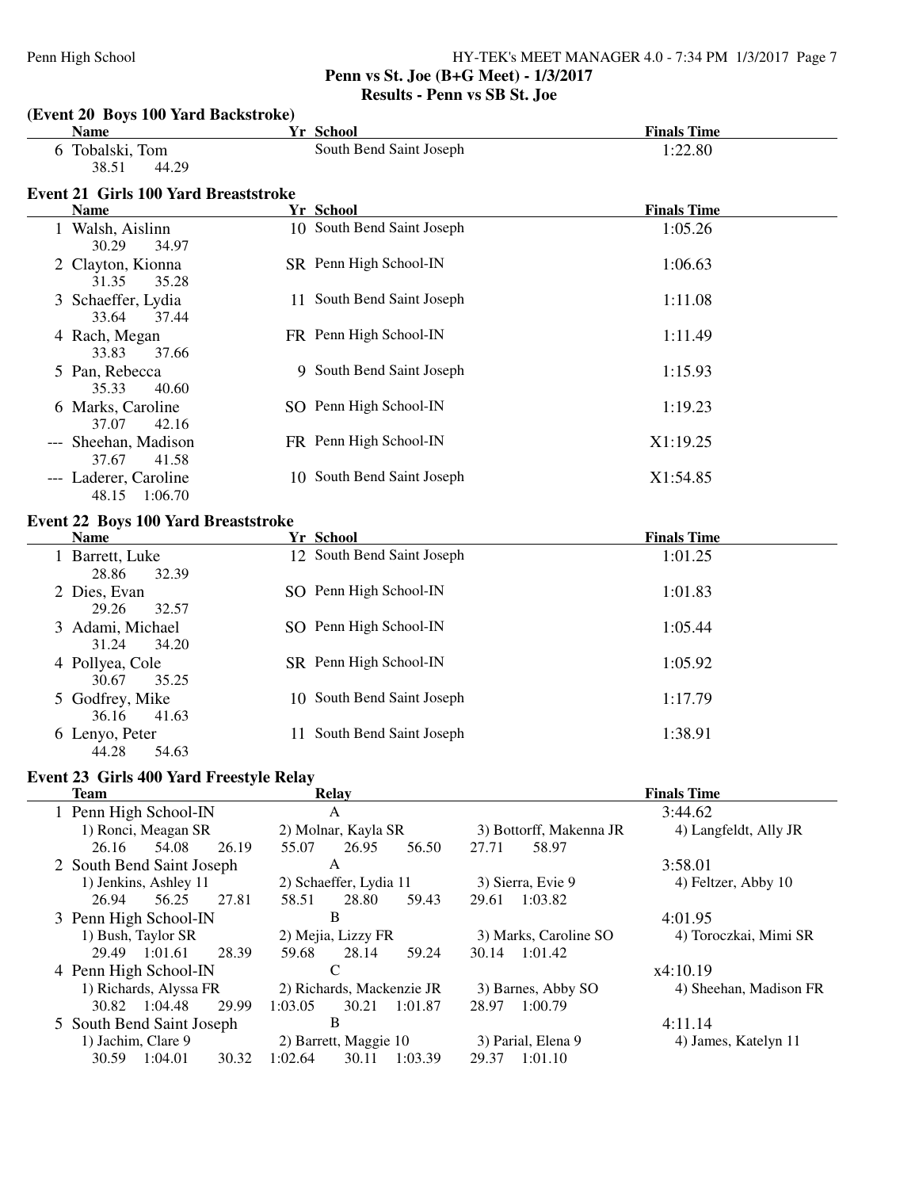**Penn vs St. Joe (B+G Meet) - 1/3/2017**

**Results - Penn vs SB St. Joe**

### (Event 20 Boys 100 Yard Backstroke)

| | Name | Yr | School | Finals Time |
|---|---|---|---|---|
| 6 | Tobalski, Tom | | South Bend Saint Joseph | 1:22.80 |
| | 38.51 44.29 | | | |

### Event 21 Girls 100 Yard Breaststroke

| | Name | Yr | School | Finals Time |
|---|---|---|---|---|
| 1 | Walsh, Aislinn | 10 | South Bend Saint Joseph | 1:05.26 |
| | 30.29 34.97 | | | |
| 2 | Clayton, Kionna | SR | Penn High School-IN | 1:06.63 |
| | 31.35 35.28 | | | |
| 3 | Schaeffer, Lydia | 11 | South Bend Saint Joseph | 1:11.08 |
| | 33.64 37.44 | | | |
| 4 | Rach, Megan | FR | Penn High School-IN | 1:11.49 |
| | 33.83 37.66 | | | |
| 5 | Pan, Rebecca | 9 | South Bend Saint Joseph | 1:15.93 |
| | 35.33 40.60 | | | |
| 6 | Marks, Caroline | SO | Penn High School-IN | 1:19.23 |
| | 37.07 42.16 | | | |
| --- | Sheehan, Madison | FR | Penn High School-IN | X1:19.25 |
| | 37.67 41.58 | | | |
| --- | Laderer, Caroline | 10 | South Bend Saint Joseph | X1:54.85 |
| | 48.15 1:06.70 | | | |

### Event 22 Boys 100 Yard Breaststroke

| | Name | Yr | School | Finals Time |
|---|---|---|---|---|
| 1 | Barrett, Luke | 12 | South Bend Saint Joseph | 1:01.25 |
| | 28.86 32.39 | | | |
| 2 | Dies, Evan | SO | Penn High School-IN | 1:01.83 |
| | 29.26 32.57 | | | |
| 3 | Adami, Michael | SO | Penn High School-IN | 1:05.44 |
| | 31.24 34.20 | | | |
| 4 | Pollyea, Cole | SR | Penn High School-IN | 1:05.92 |
| | 30.67 35.25 | | | |
| 5 | Godfrey, Mike | 10 | South Bend Saint Joseph | 1:17.79 |
| | 36.16 41.63 | | | |
| 6 | Lenyo, Peter | 11 | South Bend Saint Joseph | 1:38.91 |
| | 44.28 54.63 | | | |

### Event 23 Girls 400 Yard Freestyle Relay

| | Team | Relay | | | Finals Time |
|---|---|---|---|---|---|
| 1 | Penn High School-IN | A | | | 3:44.62 |
| | 1) Ronci, Meagan SR | 2) Molnar, Kayla SR | 3) Bottorff, Makenna JR | 4) Langfeldt, Ally JR | |
| | 26.16 54.08 26.19 | 55.07 26.95 56.50 | 27.71 58.97 | | |
| 2 | South Bend Saint Joseph | A | | | 3:58.01 |
| | 1) Jenkins, Ashley 11 | 2) Schaeffer, Lydia 11 | 3) Sierra, Evie 9 | 4) Feltzer, Abby 10 | |
| | 26.94 56.25 27.81 | 58.51 28.80 59.43 | 29.61 1:03.82 | | |
| 3 | Penn High School-IN | B | | | 4:01.95 |
| | 1) Bush, Taylor SR | 2) Mejia, Lizzy FR | 3) Marks, Caroline SO | 4) Toroczkai, Mimi SR | |
| | 29.49 1:01.61 28.39 | 59.68 28.14 59.24 | 30.14 1:01.42 | | |
| 4 | Penn High School-IN | C | | | x4:10.19 |
| | 1) Richards, Alyssa FR | 2) Richards, Mackenzie JR | 3) Barnes, Abby SO | 4) Sheehan, Madison FR | |
| | 30.82 1:04.48 29.99 | 1:03.05 30.21 1:01.87 | 28.97 1:00.79 | | |
| 5 | South Bend Saint Joseph | B | | | 4:11.14 |
| | 1) Jachim, Clare 9 | 2) Barrett, Maggie 10 | 3) Parial, Elena 9 | 4) James, Katelyn 11 | |
| | 30.59 1:04.01 30.32 | 1:02.64 30.11 1:03.39 | 29.37 1:01.10 | | |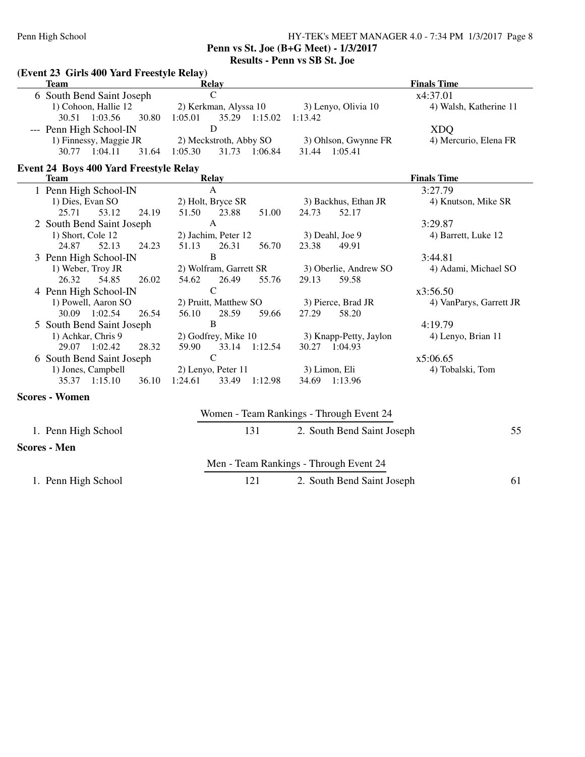**Penn vs St. Joe (B+G Meet) - 1/3/2017**

**Results - Penn vs SB St. Joe**

### (Event 23 Girls 400 Yard Freestyle Relay)

| Team | Relay | | | Finals Time |
|---|---|---|---|---|
| 6 South Bend Saint Joseph | C | | | x4:37.01 |
| 1) Cohoon, Hallie 12 | 2) Kerkman, Alyssa 10 | 3) Lenyo, Olivia 10 | 4) Walsh, Katherine 11 | |
| 30.51 1:03.56 | 30.80 1:05.01 | 35.29 1:15.02 | 1:13.42 | |
| --- Penn High School-IN | D | | | XDQ |
| 1) Finnessy, Maggie JR | 2) Meckstroth, Abby SO | 3) Ohlson, Gwynne FR | 4) Mercurio, Elena FR | |
| 30.77 1:04.11 | 31.64 1:05.30 | 31.73 1:06.84 | 31.44 1:05.41 | |

### Event 24 Boys 400 Yard Freestyle Relay

| Team | Relay | | | Finals Time |
|---|---|---|---|---|
| 1 Penn High School-IN | A | | | 3:27.79 |
| 1) Dies, Evan SO | 2) Holt, Bryce SR | 3) Backhus, Ethan JR | 4) Knutson, Mike SR | |
| 25.71 53.12 | 24.19 51.50 | 23.88 51.00 | 24.73 52.17 | |
| 2 South Bend Saint Joseph | A | | | 3:29.87 |
| 1) Short, Cole 12 | 2) Jachim, Peter 12 | 3) Deahl, Joe 9 | 4) Barrett, Luke 12 | |
| 24.87 52.13 | 24.23 51.13 | 26.31 56.70 | 23.38 49.91 | |
| 3 Penn High School-IN | B | | | 3:44.81 |
| 1) Weber, Troy JR | 2) Wolfram, Garrett SR | 3) Oberlie, Andrew SO | 4) Adami, Michael SO | |
| 26.32 54.85 | 26.02 54.62 | 26.49 55.76 | 29.13 59.58 | |
| 4 Penn High School-IN | C | | | x3:56.50 |
| 1) Powell, Aaron SO | 2) Pruitt, Matthew SO | 3) Pierce, Brad JR | 4) VanParys, Garrett JR | |
| 30.09 1:02.54 | 26.54 56.10 | 28.59 59.66 | 27.29 58.20 | |
| 5 South Bend Saint Joseph | B | | | 4:19.79 |
| 1) Achkar, Chris 9 | 2) Godfrey, Mike 10 | 3) Knapp-Petty, Jaylon | 4) Lenyo, Brian 11 | |
| 29.07 1:02.42 | 28.32 59.90 | 33.14 1:12.54 | 30.27 1:04.93 | |
| 6 South Bend Saint Joseph | C | | | x5:06.65 |
| 1) Jones, Campbell | 2) Lenyo, Peter 11 | 3) Limon, Eli | 4) Tobalski, Tom | |
| 35.37 1:15.10 | 36.10 1:24.61 | 33.49 1:12.98 | 34.69 1:13.96 | |

### Scores - Women

Women - Team Rankings - Through Event 24

| | | | |
|---|---|---|---|
| 1. Penn High School | 131 | 2. South Bend Saint Joseph | 55 |

### Scores - Men

Men - Team Rankings - Through Event 24

| | | | |
|---|---|---|---|
| 1. Penn High School | 121 | 2. South Bend Saint Joseph | 61 |